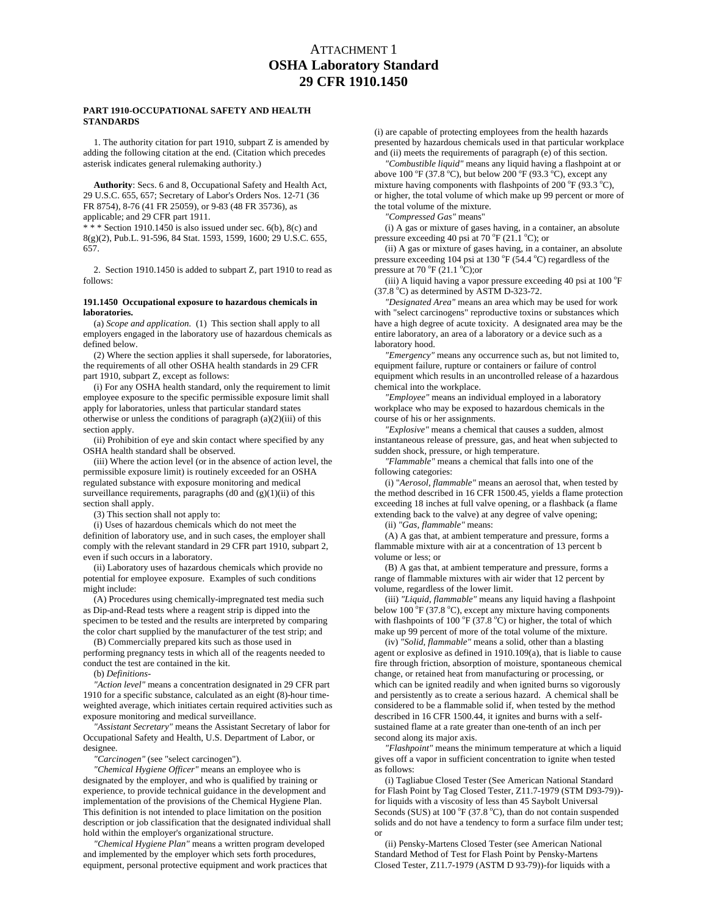# ATTACHMENT 1
# OSHA Laboratory Standard
# 29 CFR 1910.1450

**PART 1910-OCCUPATIONAL SAFETY AND HEALTH STANDARDS**

1. The authority citation for part 1910, subpart Z is amended by adding the following citation at the end. (Citation which precedes asterisk indicates general rulemaking authority.)

**Authority**: Secs. 6 and 8, Occupational Safety and Health Act, 29 U.S.C. 655, 657; Secretary of Labor's Orders Nos. 12-71 (36 FR 8754), 8-76 (41 FR 25059), or 9-83 (48 FR 35736), as applicable; and 29 CFR part 1911.
* * * Section 1910.1450 is also issued under sec. 6(b), 8(c) and 8(g)(2), Pub.L. 91-596, 84 Stat. 1593, 1599, 1600; 29 U.S.C. 655, 657.

2. Section 1910.1450 is added to subpart Z, part 1910 to read as follows:

**191.1450 Occupational exposure to hazardous chemicals in laboratories.**

(a) *Scope and application.* (1) This section shall apply to all employers engaged in the laboratory use of hazardous chemicals as defined below.

(2) Where the section applies it shall supersede, for laboratories, the requirements of all other OSHA health standards in 29 CFR part 1910, subpart Z, except as follows:

(i) For any OSHA health standard, only the requirement to limit employee exposure to the specific permissible exposure limit shall apply for laboratories, unless that particular standard states otherwise or unless the conditions of paragraph (a)(2)(iii) of this section apply.

(ii) Prohibition of eye and skin contact where specified by any OSHA health standard shall be observed.

(iii) Where the action level (or in the absence of action level, the permissible exposure limit) is routinely exceeded for an OSHA regulated substance with exposure monitoring and medical surveillance requirements, paragraphs (d0 and (g)(1)(ii) of this section shall apply.

(3) This section shall not apply to:

(i) Uses of hazardous chemicals which do not meet the definition of laboratory use, and in such cases, the employer shall comply with the relevant standard in 29 CFR part 1910, subpart 2, even if such occurs in a laboratory.

(ii) Laboratory uses of hazardous chemicals which provide no potential for employee exposure. Examples of such conditions might include:

(A) Procedures using chemically-impregnated test media such as Dip-and-Read tests where a reagent strip is dipped into the specimen to be tested and the results are interpreted by comparing the color chart supplied by the manufacturer of the test strip; and

(B) Commercially prepared kits such as those used in performing pregnancy tests in which all of the reagents needed to conduct the test are contained in the kit.

(b) *Definitions-*

*"Action level"* means a concentration designated in 29 CFR part 1910 for a specific substance, calculated as an eight (8)-hour time-weighted average, which initiates certain required activities such as exposure monitoring and medical surveillance.

*"Assistant Secretary"* means the Assistant Secretary of labor for Occupational Safety and Health, U.S. Department of Labor, or designee.

*"Carcinogen"* (see "select carcinogen").

*"Chemical Hygiene Officer"* means an employee who is designated by the employer, and who is qualified by training or experience, to provide technical guidance in the development and implementation of the provisions of the Chemical Hygiene Plan. This definition is not intended to place limitation on the position description or job classification that the designated individual shall hold within the employer's organizational structure.

*"Chemical Hygiene Plan"* means a written program developed and implemented by the employer which sets forth procedures, equipment, personal protective equipment and work practices that (i) are capable of protecting employees from the health hazards presented by hazardous chemicals used in that particular workplace and (ii) meets the requirements of paragraph (e) of this section.

*"Combustible liquid"* means any liquid having a flashpoint at or above 100 °F (37.8 °C), but below 200 °F (93.3 °C), except any mixture having components with flashpoints of 200 °F (93.3 °C), or higher, the total volume of which make up 99 percent or more of the total volume of the mixture.

*"Compressed Gas"* means"

(i) A gas or mixture of gases having, in a container, an absolute pressure exceeding 40 psi at 70 °F (21.1 °C); or

(ii) A gas or mixture of gases having, in a container, an absolute pressure exceeding 104 psi at 130 °F (54.4 °C) regardless of the pressure at 70 °F (21.1 °C);or

(iii) A liquid having a vapor pressure exceeding 40 psi at 100 °F (37.8 °C) as determined by ASTM D-323-72.

*"Designated Area"* means an area which may be used for work with "select carcinogens" reproductive toxins or substances which have a high degree of acute toxicity. A designated area may be the entire laboratory, an area of a laboratory or a device such as a laboratory hood.

*"Emergency"* means any occurrence such as, but not limited to, equipment failure, rupture or containers or failure of control equipment which results in an uncontrolled release of a hazardous chemical into the workplace.

*"Employee"* means an individual employed in a laboratory workplace who may be exposed to hazardous chemicals in the course of his or her assignments.

*"Explosive"* means a chemical that causes a sudden, almost instantaneous release of pressure, gas, and heat when subjected to sudden shock, pressure, or high temperature.

*"Flammable"* means a chemical that falls into one of the following categories:

(i) "*Aerosol, flammable"* means an aerosol that, when tested by the method described in 16 CFR 1500.45, yields a flame protection exceeding 18 inches at full valve opening, or a flashback (a flame extending back to the valve) at any degree of valve opening;

(ii) *"Gas, flammable"* means:

(A) A gas that, at ambient temperature and pressure, forms a flammable mixture with air at a concentration of 13 percent b volume or less; or

(B) A gas that, at ambient temperature and pressure, forms a range of flammable mixtures with air wider that 12 percent by volume, regardless of the lower limit.

(iii) *"Liquid, flammable"* means any liquid having a flashpoint below 100 °F (37.8 °C), except any mixture having components with flashpoints of 100 °F (37.8 °C) or higher, the total of which make up 99 percent of more of the total volume of the mixture.

(iv) *"Solid, flammable"* means a solid, other than a blasting agent or explosive as defined in 1910.109(a), that is liable to cause fire through friction, absorption of moisture, spontaneous chemical change, or retained heat from manufacturing or processing, or which can be ignited readily and when ignited burns so vigorously and persistently as to create a serious hazard. A chemical shall be considered to be a flammable solid if, when tested by the method described in 16 CFR 1500.44, it ignites and burns with a self-sustained flame at a rate greater than one-tenth of an inch per second along its major axis.

*"Flashpoint"* means the minimum temperature at which a liquid gives off a vapor in sufficient concentration to ignite when tested as follows:

(i) Tagliabue Closed Tester (See American National Standard for Flash Point by Tag Closed Tester, Z11.7-1979 (STM D93-79))-for liquids with a viscosity of less than 45 Saybolt Universal Seconds (SUS) at 100 °F (37.8 °C), than do not contain suspended solids and do not have a tendency to form a surface film under test; or

(ii) Pensky-Martens Closed Tester (see American National Standard Method of Test for Flash Point by Pensky-Martens Closed Tester, Z11.7-1979 (ASTM D 93-79))-for liquids with a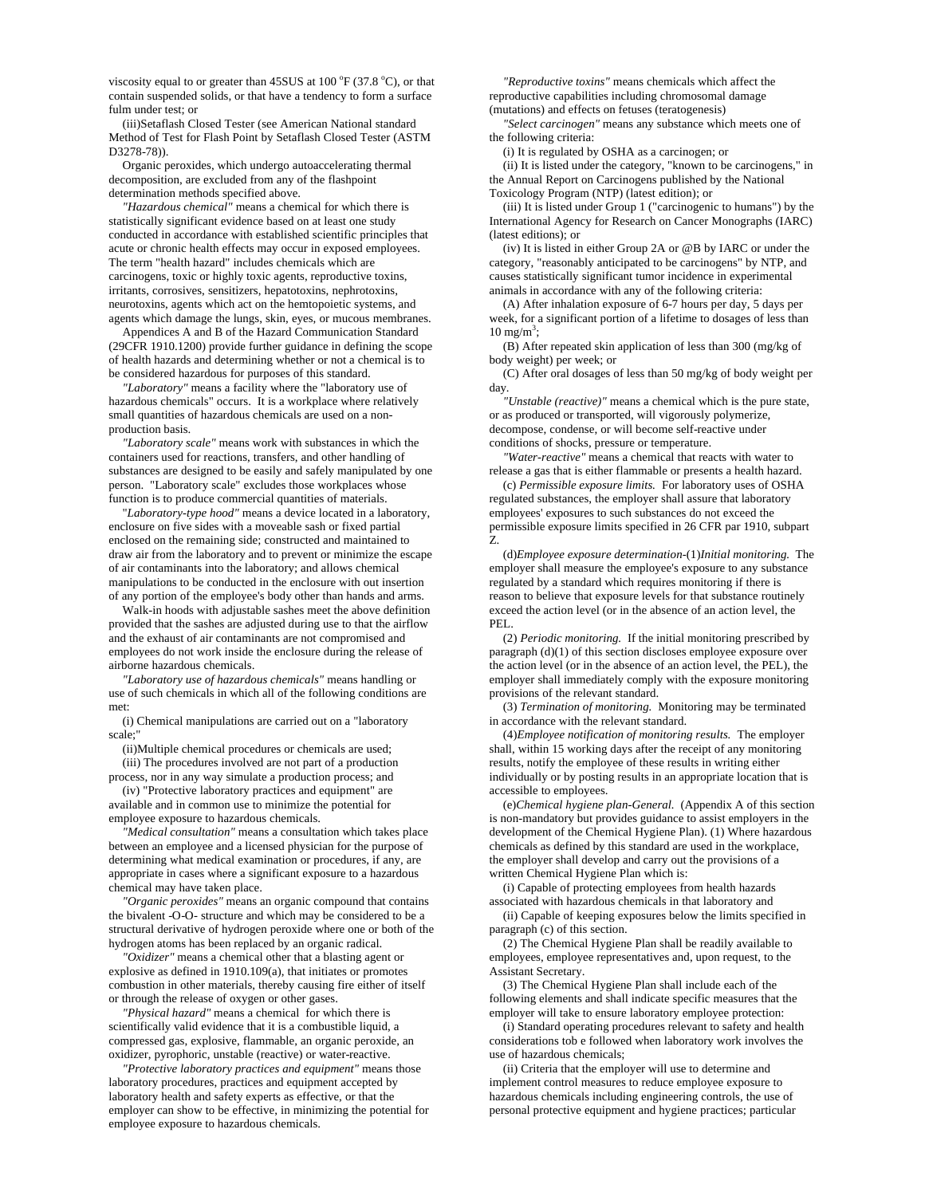viscosity equal to or greater than 45SUS at 100 °F (37.8 °C), or that contain suspended solids, or that have a tendency to form a surface fulm under test; or

(iii)Setaflash Closed Tester (see American National standard Method of Test for Flash Point by Setaflash Closed Tester (ASTM D3278-78)).

Organic peroxides, which undergo autoaccelerating thermal decomposition, are excluded from any of the flashpoint determination methods specified above.

*"Hazardous chemical"* means a chemical for which there is statistically significant evidence based on at least one study conducted in accordance with established scientific principles that acute or chronic health effects may occur in exposed employees. The term "health hazard" includes chemicals which are carcinogens, toxic or highly toxic agents, reproductive toxins, irritants, corrosives, sensitizers, hepatotoxins, nephrotoxins, neurotoxins, agents which act on the hemtopoietic systems, and agents which damage the lungs, skin, eyes, or mucous membranes.

Appendices A and B of the Hazard Communication Standard (29CFR 1910.1200) provide further guidance in defining the scope of health hazards and determining whether or not a chemical is to be considered hazardous for purposes of this standard.

*"Laboratory"* means a facility where the "laboratory use of hazardous chemicals" occurs. It is a workplace where relatively small quantities of hazardous chemicals are used on a non-production basis.

*"Laboratory scale"* means work with substances in which the containers used for reactions, transfers, and other handling of substances are designed to be easily and safely manipulated by one person. "Laboratory scale" excludes those workplaces whose function is to produce commercial quantities of materials.

"*Laboratory-type hood"* means a device located in a laboratory, enclosure on five sides with a moveable sash or fixed partial enclosed on the remaining side; constructed and maintained to draw air from the laboratory and to prevent or minimize the escape of air contaminants into the laboratory; and allows chemical manipulations to be conducted in the enclosure with out insertion of any portion of the employee's body other than hands and arms.

Walk-in hoods with adjustable sashes meet the above definition provided that the sashes are adjusted during use to that the airflow and the exhaust of air contaminants are not compromised and employees do not work inside the enclosure during the release of airborne hazardous chemicals.

*"Laboratory use of hazardous chemicals"* means handling or use of such chemicals in which all of the following conditions are met:

(i) Chemical manipulations are carried out on a "laboratory scale;"

(ii)Multiple chemical procedures or chemicals are used;

(iii) The procedures involved are not part of a production process, nor in any way simulate a production process; and

(iv) "Protective laboratory practices and equipment" are available and in common use to minimize the potential for employee exposure to hazardous chemicals.

*"Medical consultation"* means a consultation which takes place between an employee and a licensed physician for the purpose of determining what medical examination or procedures, if any, are appropriate in cases where a significant exposure to a hazardous chemical may have taken place.

*"Organic peroxides"* means an organic compound that contains the bivalent -O-O- structure and which may be considered to be a structural derivative of hydrogen peroxide where one or both of the hydrogen atoms has been replaced by an organic radical.

*"Oxidizer"* means a chemical other that a blasting agent or explosive as defined in 1910.109(a), that initiates or promotes combustion in other materials, thereby causing fire either of itself or through the release of oxygen or other gases.

*"Physical hazard"* means a chemical for which there is scientifically valid evidence that it is a combustible liquid, a compressed gas, explosive, flammable, an organic peroxide, an oxidizer, pyrophoric, unstable (reactive) or water-reactive.

*"Protective laboratory practices and equipment"* means those laboratory procedures, practices and equipment accepted by laboratory health and safety experts as effective, or that the employer can show to be effective, in minimizing the potential for employee exposure to hazardous chemicals.

*"Reproductive toxins"* means chemicals which affect the reproductive capabilities including chromosomal damage (mutations) and effects on fetuses (teratogenesis)

*"Select carcinogen"* means any substance which meets one of the following criteria:

(i) It is regulated by OSHA as a carcinogen; or

(ii) It is listed under the category, "known to be carcinogens," in the Annual Report on Carcinogens published by the National Toxicology Program (NTP) (latest edition); or

(iii) It is listed under Group 1 ("carcinogenic to humans") by the International Agency for Research on Cancer Monographs (IARC) (latest editions); or

(iv) It is listed in either Group 2A or @B by IARC or under the category, "reasonably anticipated to be carcinogens" by NTP, and causes statistically significant tumor incidence in experimental animals in accordance with any of the following criteria:

(A) After inhalation exposure of 6-7 hours per day, 5 days per week, for a significant portion of a lifetime to dosages of less than 10 mg/m$^3$;

(B) After repeated skin application of less than 300 (mg/kg of body weight) per week; or

(C) After oral dosages of less than 50 mg/kg of body weight per day.

*"Unstable (reactive)"* means a chemical which is the pure state, or as produced or transported, will vigorously polymerize, decompose, condense, or will become self-reactive under conditions of shocks, pressure or temperature.

*"Water-reactive"* means a chemical that reacts with water to release a gas that is either flammable or presents a health hazard.

(c) *Permissible exposure limits.* For laboratory uses of OSHA regulated substances, the employer shall assure that laboratory employees' exposures to such substances do not exceed the permissible exposure limits specified in 26 CFR par 1910, subpart Z.

(d)*Employee exposure determination*-(1)*Initial monitoring.* The employer shall measure the employee's exposure to any substance regulated by a standard which requires monitoring if there is reason to believe that exposure levels for that substance routinely exceed the action level (or in the absence of an action level, the PEL.

(2) *Periodic monitoring.* If the initial monitoring prescribed by paragraph (d)(1) of this section discloses employee exposure over the action level (or in the absence of an action level, the PEL), the employer shall immediately comply with the exposure monitoring provisions of the relevant standard.

(3) *Termination of monitoring.* Monitoring may be terminated in accordance with the relevant standard.

(4)*Employee notification of monitoring results.* The employer shall, within 15 working days after the receipt of any monitoring results, notify the employee of these results in writing either individually or by posting results in an appropriate location that is accessible to employees.

(e)*Chemical hygiene plan-General.* (Appendix A of this section is non-mandatory but provides guidance to assist employers in the development of the Chemical Hygiene Plan). (1) Where hazardous chemicals as defined by this standard are used in the workplace, the employer shall develop and carry out the provisions of a written Chemical Hygiene Plan which is:

(i) Capable of protecting employees from health hazards associated with hazardous chemicals in that laboratory and

(ii) Capable of keeping exposures below the limits specified in paragraph (c) of this section.

(2) The Chemical Hygiene Plan shall be readily available to employees, employee representatives and, upon request, to the Assistant Secretary.

(3) The Chemical Hygiene Plan shall include each of the following elements and shall indicate specific measures that the employer will take to ensure laboratory employee protection:

(i) Standard operating procedures relevant to safety and health considerations tob e followed when laboratory work involves the use of hazardous chemicals;

(ii) Criteria that the employer will use to determine and implement control measures to reduce employee exposure to hazardous chemicals including engineering controls, the use of personal protective equipment and hygiene practices; particular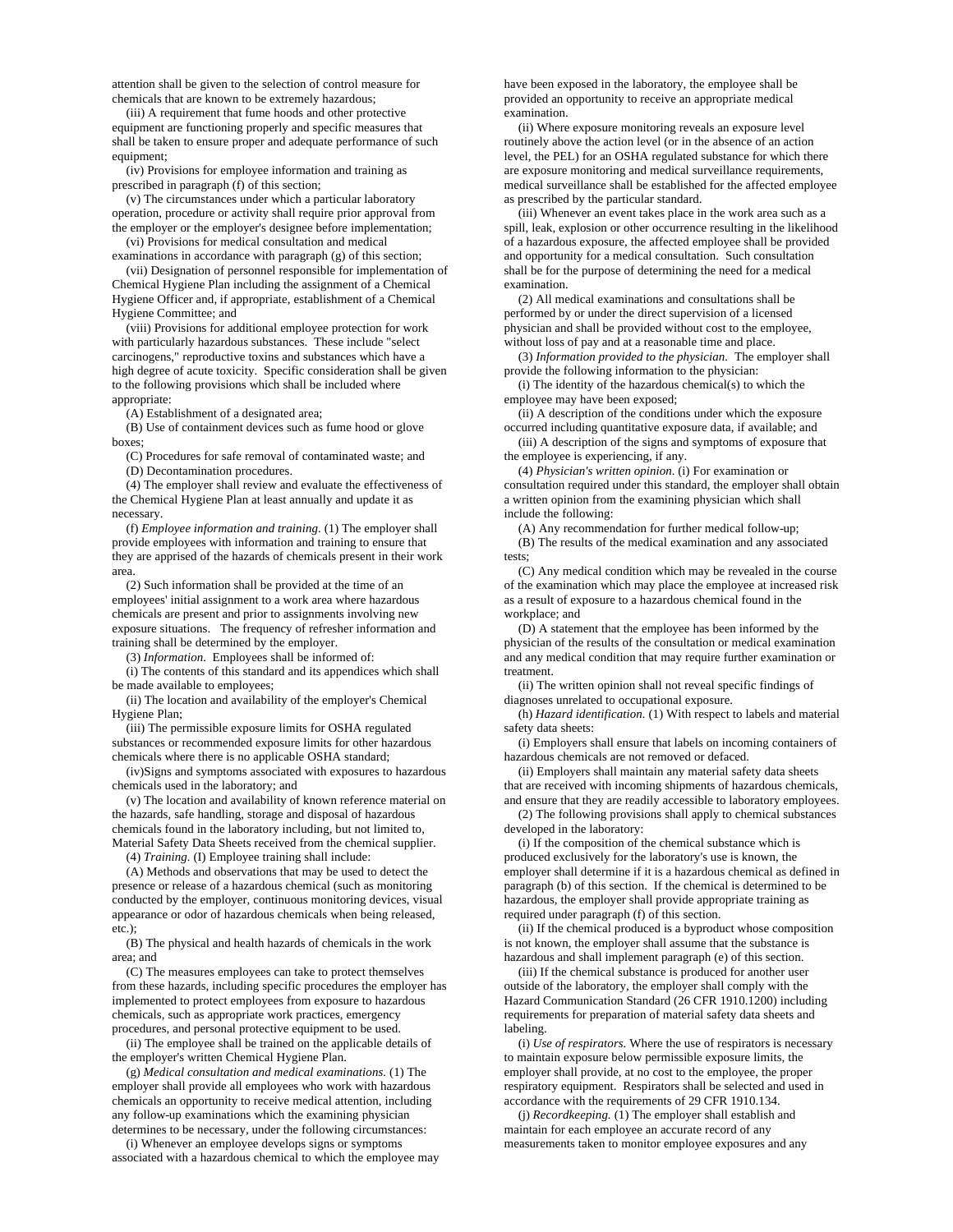attention shall be given to the selection of control measure for chemicals that are known to be extremely hazardous;

(iii) A requirement that fume hoods and other protective equipment are functioning properly and specific measures that shall be taken to ensure proper and adequate performance of such equipment;

(iv) Provisions for employee information and training as prescribed in paragraph (f) of this section;

(v) The circumstances under which a particular laboratory operation, procedure or activity shall require prior approval from the employer or the employer's designee before implementation;

(vi) Provisions for medical consultation and medical examinations in accordance with paragraph (g) of this section;

(vii) Designation of personnel responsible for implementation of Chemical Hygiene Plan including the assignment of a Chemical Hygiene Officer and, if appropriate, establishment of a Chemical Hygiene Committee; and

(viii) Provisions for additional employee protection for work with particularly hazardous substances. These include "select carcinogens," reproductive toxins and substances which have a high degree of acute toxicity. Specific consideration shall be given to the following provisions which shall be included where appropriate:

(A) Establishment of a designated area;

(B) Use of containment devices such as fume hood or glove boxes;

(C) Procedures for safe removal of contaminated waste; and

(D) Decontamination procedures.

(4) The employer shall review and evaluate the effectiveness of the Chemical Hygiene Plan at least annually and update it as necessary.

(f) *Employee information and training.* (1) The employer shall provide employees with information and training to ensure that they are apprised of the hazards of chemicals present in their work area.

(2) Such information shall be provided at the time of an employees' initial assignment to a work area where hazardous chemicals are present and prior to assignments involving new exposure situations. The frequency of refresher information and training shall be determined by the employer.

(3) *Information.* Employees shall be informed of:

(i) The contents of this standard and its appendices which shall be made available to employees;

(ii) The location and availability of the employer's Chemical Hygiene Plan;

(iii) The permissible exposure limits for OSHA regulated substances or recommended exposure limits for other hazardous chemicals where there is no applicable OSHA standard;

(iv)Signs and symptoms associated with exposures to hazardous chemicals used in the laboratory; and

(v) The location and availability of known reference material on the hazards, safe handling, storage and disposal of hazardous chemicals found in the laboratory including, but not limited to, Material Safety Data Sheets received from the chemical supplier.

(4) *Training.* (I) Employee training shall include:

(A) Methods and observations that may be used to detect the presence or release of a hazardous chemical (such as monitoring conducted by the employer, continuous monitoring devices, visual appearance or odor of hazardous chemicals when being released, etc.);

(B) The physical and health hazards of chemicals in the work area; and

(C) The measures employees can take to protect themselves from these hazards, including specific procedures the employer has implemented to protect employees from exposure to hazardous chemicals, such as appropriate work practices, emergency procedures, and personal protective equipment to be used.

(ii) The employee shall be trained on the applicable details of the employer's written Chemical Hygiene Plan.

(g) *Medical consultation and medical examinations.* (1) The employer shall provide all employees who work with hazardous chemicals an opportunity to receive medical attention, including any follow-up examinations which the examining physician determines to be necessary, under the following circumstances:

(i) Whenever an employee develops signs or symptoms associated with a hazardous chemical to which the employee may have been exposed in the laboratory, the employee shall be provided an opportunity to receive an appropriate medical examination.

(ii) Where exposure monitoring reveals an exposure level routinely above the action level (or in the absence of an action level, the PEL) for an OSHA regulated substance for which there are exposure monitoring and medical surveillance requirements, medical surveillance shall be established for the affected employee as prescribed by the particular standard.

(iii) Whenever an event takes place in the work area such as a spill, leak, explosion or other occurrence resulting in the likelihood of a hazardous exposure, the affected employee shall be provided and opportunity for a medical consultation. Such consultation shall be for the purpose of determining the need for a medical examination.

(2) All medical examinations and consultations shall be performed by or under the direct supervision of a licensed physician and shall be provided without cost to the employee, without loss of pay and at a reasonable time and place.

(3) *Information provided to the physician.* The employer shall provide the following information to the physician:

(i) The identity of the hazardous chemical(s) to which the employee may have been exposed;

(ii) A description of the conditions under which the exposure occurred including quantitative exposure data, if available; and

(iii) A description of the signs and symptoms of exposure that the employee is experiencing, if any.

(4) *Physician's written opinion.* (i) For examination or consultation required under this standard, the employer shall obtain a written opinion from the examining physician which shall include the following:

(A) Any recommendation for further medical follow-up;

(B) The results of the medical examination and any associated tests;

(C) Any medical condition which may be revealed in the course of the examination which may place the employee at increased risk as a result of exposure to a hazardous chemical found in the workplace; and

(D) A statement that the employee has been informed by the physician of the results of the consultation or medical examination and any medical condition that may require further examination or treatment.

(ii) The written opinion shall not reveal specific findings of diagnoses unrelated to occupational exposure.

(h) *Hazard identification.* (1) With respect to labels and material safety data sheets:

(i) Employers shall ensure that labels on incoming containers of hazardous chemicals are not removed or defaced.

(ii) Employers shall maintain any material safety data sheets that are received with incoming shipments of hazardous chemicals, and ensure that they are readily accessible to laboratory employees.

(2) The following provisions shall apply to chemical substances developed in the laboratory:

(i) If the composition of the chemical substance which is produced exclusively for the laboratory's use is known, the employer shall determine if it is a hazardous chemical as defined in paragraph (b) of this section. If the chemical is determined to be hazardous, the employer shall provide appropriate training as required under paragraph (f) of this section.

(ii) If the chemical produced is a byproduct whose composition is not known, the employer shall assume that the substance is hazardous and shall implement paragraph (e) of this section.

(iii) If the chemical substance is produced for another user outside of the laboratory, the employer shall comply with the Hazard Communication Standard (26 CFR 1910.1200) including requirements for preparation of material safety data sheets and labeling.

(i) *Use of respirators.* Where the use of respirators is necessary to maintain exposure below permissible exposure limits, the employer shall provide, at no cost to the employee, the proper respiratory equipment. Respirators shall be selected and used in accordance with the requirements of 29 CFR 1910.134.

(j) *Recordkeeping.* (1) The employer shall establish and maintain for each employee an accurate record of any measurements taken to monitor employee exposures and any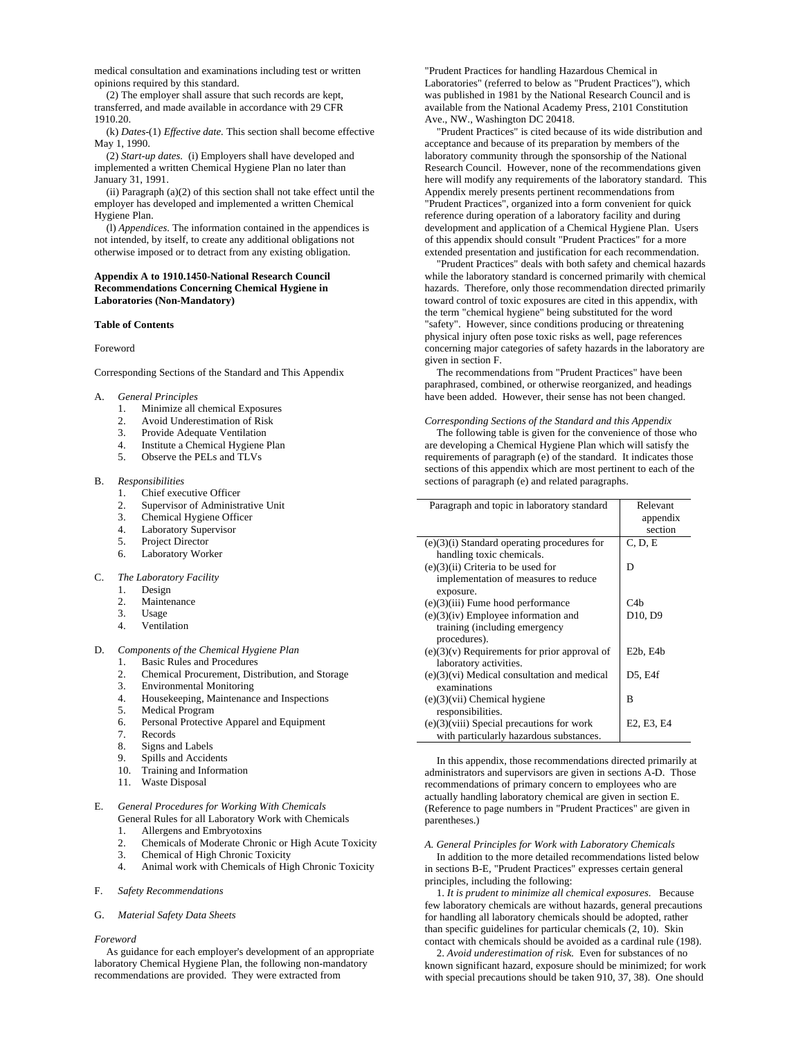medical consultation and examinations including test or written opinions required by this standard.

(2) The employer shall assure that such records are kept, transferred, and made available in accordance with 29 CFR 1910.20.

(k) *Dates*-(1) *Effective date.* This section shall become effective May 1, 1990.

(2) *Start-up dates.* (i) Employers shall have developed and implemented a written Chemical Hygiene Plan no later than January 31, 1991.

(ii) Paragraph (a)(2) of this section shall not take effect until the employer has developed and implemented a written Chemical Hygiene Plan.

(l) *Appendices.* The information contained in the appendices is not intended, by itself, to create any additional obligations not otherwise imposed or to detract from any existing obligation.

**Appendix A to 1910.1450-National Research Council Recommendations Concerning Chemical Hygiene in Laboratories (Non-Mandatory)**

**Table of Contents**

Foreword

Corresponding Sections of the Standard and This Appendix

A. *General Principles*
   1. Minimize all chemical Exposures
   2. Avoid Underestimation of Risk
   3. Provide Adequate Ventilation
   4. Institute a Chemical Hygiene Plan
   5. Observe the PELs and TLVs

B. *Responsibilities*
   1. Chief executive Officer
   2. Supervisor of Administrative Unit
   3. Chemical Hygiene Officer
   4. Laboratory Supervisor
   5. Project Director
   6. Laboratory Worker

C. *The Laboratory Facility*
   1. Design
   2. Maintenance
   3. Usage
   4. Ventilation

D. *Components of the Chemical Hygiene Plan*
   1. Basic Rules and Procedures
   2. Chemical Procurement, Distribution, and Storage
   3. Environmental Monitoring
   4. Housekeeping, Maintenance and Inspections
   5. Medical Program
   6. Personal Protective Apparel and Equipment
   7. Records
   8. Signs and Labels
   9. Spills and Accidents
   10. Training and Information
   11. Waste Disposal

E. *General Procedures for Working With Chemicals*
   General Rules for all Laboratory Work with Chemicals
   1. Allergens and Embryotoxins
   2. Chemicals of Moderate Chronic or High Acute Toxicity
   3. Chemical of High Chronic Toxicity
   4. Animal work with Chemicals of High Chronic Toxicity

F. *Safety Recommendations*

G. *Material Safety Data Sheets*

*Foreword*

As guidance for each employer's development of an appropriate laboratory Chemical Hygiene Plan, the following non-mandatory recommendations are provided. They were extracted from "Prudent Practices for handling Hazardous Chemical in Laboratories" (referred to below as "Prudent Practices"), which was published in 1981 by the National Research Council and is available from the National Academy Press, 2101 Constitution Ave., NW., Washington DC 20418.

"Prudent Practices" is cited because of its wide distribution and acceptance and because of its preparation by members of the laboratory community through the sponsorship of the National Research Council. However, none of the recommendations given here will modify any requirements of the laboratory standard. This Appendix merely presents pertinent recommendations from "Prudent Practices", organized into a form convenient for quick reference during operation of a laboratory facility and during development and application of a Chemical Hygiene Plan. Users of this appendix should consult "Prudent Practices" for a more extended presentation and justification for each recommendation.

"Prudent Practices" deals with both safety and chemical hazards while the laboratory standard is concerned primarily with chemical hazards. Therefore, only those recommendation directed primarily toward control of toxic exposures are cited in this appendix, with the term "chemical hygiene" being substituted for the word "safety". However, since conditions producing or threatening physical injury often pose toxic risks as well, page references concerning major categories of safety hazards in the laboratory are given in section F.

The recommendations from "Prudent Practices" have been paraphrased, combined, or otherwise reorganized, and headings have been added. However, their sense has not been changed.

*Corresponding Sections of the Standard and this Appendix*

The following table is given for the convenience of those who are developing a Chemical Hygiene Plan which will satisfy the requirements of paragraph (e) of the standard. It indicates those sections of this appendix which are most pertinent to each of the sections of paragraph (e) and related paragraphs.

| Paragraph and topic in laboratory standard | Relevant appendix section |
|---|---|
| (e)(3)(i) Standard operating procedures for handling toxic chemicals. | C, D, E |
| (e)(3)(ii) Criteria to be used for implementation of measures to reduce exposure. | D |
| (e)(3)(iii) Fume hood performance | C4b |
| (e)(3)(iv) Employee information and training (including emergency procedures). | D10, D9 |
| (e)(3)(v) Requirements for prior approval of laboratory activities. | E2b, E4b |
| (e)(3)(vi) Medical consultation and medical examinations | D5, E4f |
| (e)(3)(vii) Chemical hygiene responsibilities. | B |
| (e)(3)(viii) Special precautions for work with particularly hazardous substances. | E2, E3, E4 |

In this appendix, those recommendations directed primarily at administrators and supervisors are given in sections A-D. Those recommendations of primary concern to employees who are actually handling laboratory chemical are given in section E. (Reference to page numbers in "Prudent Practices" are given in parentheses.)

*A. General Principles for Work with Laboratory Chemicals*

In addition to the more detailed recommendations listed below in sections B-E, "Prudent Practices" expresses certain general principles, including the following:

1. *It is prudent to minimize all chemical exposures.* Because few laboratory chemicals are without hazards, general precautions for handling all laboratory chemicals should be adopted, rather than specific guidelines for particular chemicals (2, 10). Skin contact with chemicals should be avoided as a cardinal rule (198).

2. *Avoid underestimation of risk.* Even for substances of no known significant hazard, exposure should be minimized; for work with special precautions should be taken 910, 37, 38). One should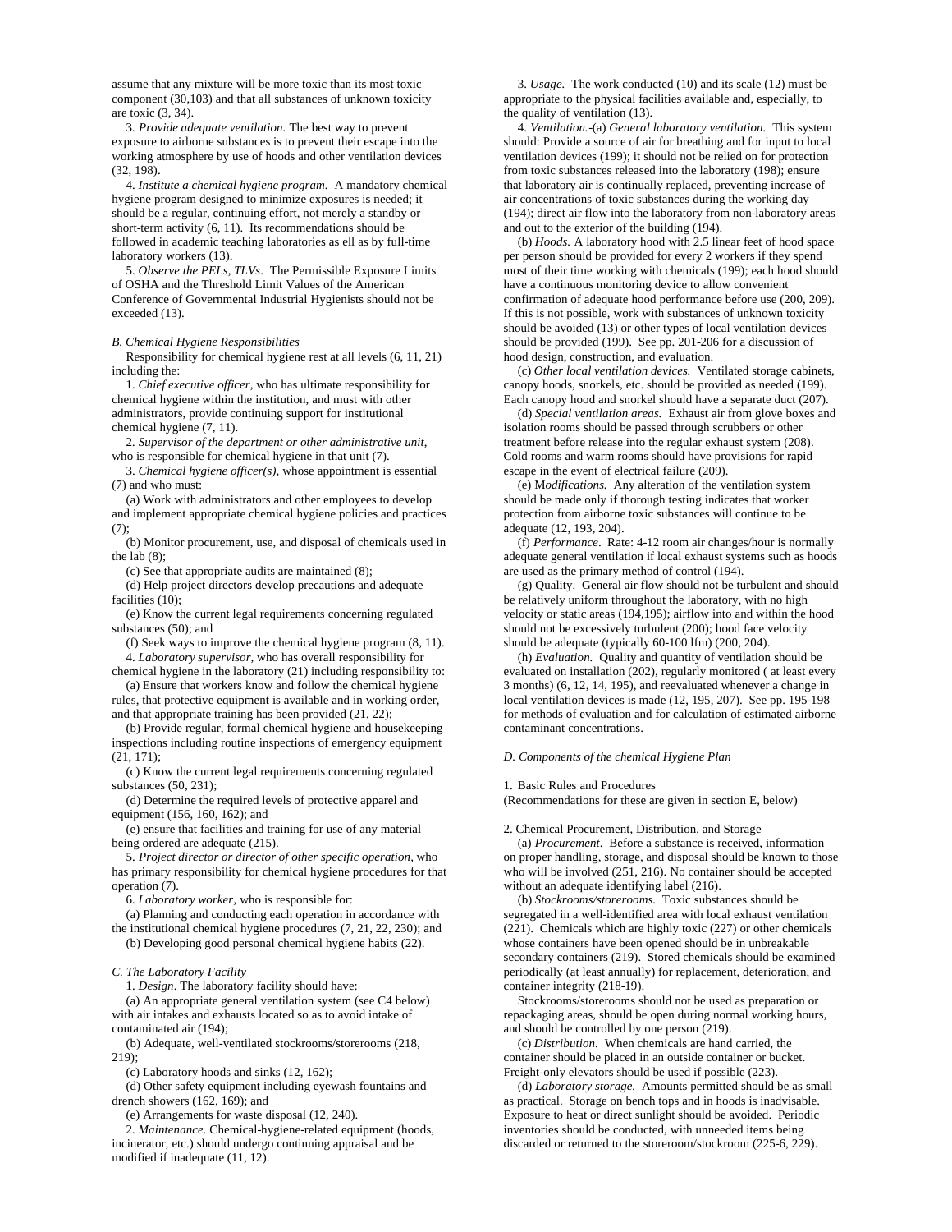assume that any mixture will be more toxic than its most toxic component (30,103) and that all substances of unknown toxicity are toxic (3, 34).

3. *Provide adequate ventilation.* The best way to prevent exposure to airborne substances is to prevent their escape into the working atmosphere by use of hoods and other ventilation devices (32, 198).

4. *Institute a chemical hygiene program.* A mandatory chemical hygiene program designed to minimize exposures is needed; it should be a regular, continuing effort, not merely a standby or short-term activity (6, 11). Its recommendations should be followed in academic teaching laboratories as ell as by full-time laboratory workers (13).

5. *Observe the PELs, TLVs*. The Permissible Exposure Limits of OSHA and the Threshold Limit Values of the American Conference of Governmental Industrial Hygienists should not be exceeded (13).

*B. Chemical Hygiene Responsibilities*

Responsibility for chemical hygiene rest at all levels (6, 11, 21) including the:

1. *Chief executive officer*, who has ultimate responsibility for chemical hygiene within the institution, and must with other administrators, provide continuing support for institutional chemical hygiene (7, 11).

2. *Supervisor of the department or other administrative unit*, who is responsible for chemical hygiene in that unit (7).

3. *Chemical hygiene officer(s)*, whose appointment is essential (7) and who must:

(a) Work with administrators and other employees to develop and implement appropriate chemical hygiene policies and practices (7);

(b) Monitor procurement, use, and disposal of chemicals used in the lab (8);

(c) See that appropriate audits are maintained (8);

(d) Help project directors develop precautions and adequate facilities (10);

(e) Know the current legal requirements concerning regulated substances (50); and

(f) Seek ways to improve the chemical hygiene program (8, 11).

4. *Laboratory supervisor*, who has overall responsibility for chemical hygiene in the laboratory (21) including responsibility to:

(a) Ensure that workers know and follow the chemical hygiene rules, that protective equipment is available and in working order, and that appropriate training has been provided (21, 22);

(b) Provide regular, formal chemical hygiene and housekeeping inspections including routine inspections of emergency equipment (21, 171);

(c) Know the current legal requirements concerning regulated substances (50, 231);

(d) Determine the required levels of protective apparel and equipment (156, 160, 162); and

(e) ensure that facilities and training for use of any material being ordered are adequate (215).

5. *Project director or director of other specific operation*, who has primary responsibility for chemical hygiene procedures for that operation (7).

6. *Laboratory worker*, who is responsible for:

(a) Planning and conducting each operation in accordance with the institutional chemical hygiene procedures (7, 21, 22, 230); and

(b) Developing good personal chemical hygiene habits (22).

*C. The Laboratory Facility*

1. *Design*. The laboratory facility should have:

(a) An appropriate general ventilation system (see C4 below) with air intakes and exhausts located so as to avoid intake of contaminated air (194);

(b) Adequate, well-ventilated stockrooms/storerooms (218, 219);

(c) Laboratory hoods and sinks (12, 162);

(d) Other safety equipment including eyewash fountains and drench showers (162, 169); and

(e) Arrangements for waste disposal (12, 240).

2. *Maintenance.* Chemical-hygiene-related equipment (hoods, incinerator, etc.) should undergo continuing appraisal and be modified if inadequate (11, 12).

3. *Usage.* The work conducted (10) and its scale (12) must be appropriate to the physical facilities available and, especially, to the quality of ventilation (13).

4. *Ventilation.*-(a) *General laboratory ventilation.* This system should: Provide a source of air for breathing and for input to local ventilation devices (199); it should not be relied on for protection from toxic substances released into the laboratory (198); ensure that laboratory air is continually replaced, preventing increase of air concentrations of toxic substances during the working day (194); direct air flow into the laboratory from non-laboratory areas and out to the exterior of the building (194).

(b) *Hoods.* A laboratory hood with 2.5 linear feet of hood space per person should be provided for every 2 workers if they spend most of their time working with chemicals (199); each hood should have a continuous monitoring device to allow convenient confirmation of adequate hood performance before use (200, 209). If this is not possible, work with substances of unknown toxicity should be avoided (13) or other types of local ventilation devices should be provided (199). See pp. 201-206 for a discussion of hood design, construction, and evaluation.

(c) *Other local ventilation devices.* Ventilated storage cabinets, canopy hoods, snorkels, etc. should be provided as needed (199). Each canopy hood and snorkel should have a separate duct (207).

(d) *Special ventilation areas.* Exhaust air from glove boxes and isolation rooms should be passed through scrubbers or other treatment before release into the regular exhaust system (208). Cold rooms and warm rooms should have provisions for rapid escape in the event of electrical failure (209).

(e) M*odifications.* Any alteration of the ventilation system should be made only if thorough testing indicates that worker protection from airborne toxic substances will continue to be adequate (12, 193, 204).

(f) *Performance*. Rate: 4-12 room air changes/hour is normally adequate general ventilation if local exhaust systems such as hoods are used as the primary method of control (194).

(g) Quality. General air flow should not be turbulent and should be relatively uniform throughout the laboratory, with no high velocity or static areas (194,195); airflow into and within the hood should not be excessively turbulent (200); hood face velocity should be adequate (typically 60-100 lfm) (200, 204).

(h) *Evaluation.* Quality and quantity of ventilation should be evaluated on installation (202), regularly monitored ( at least every 3 months) (6, 12, 14, 195), and reevaluated whenever a change in local ventilation devices is made (12, 195, 207). See pp. 195-198 for methods of evaluation and for calculation of estimated airborne contaminant concentrations.

*D. Components of the chemical Hygiene Plan*

1. Basic Rules and Procedures
(Recommendations for these are given in section E, below)

2. Chemical Procurement, Distribution, and Storage

(a) *Procurement.* Before a substance is received, information on proper handling, storage, and disposal should be known to those who will be involved (251, 216). No container should be accepted without an adequate identifying label (216).

(b) *Stockrooms/storerooms.* Toxic substances should be segregated in a well-identified area with local exhaust ventilation (221). Chemicals which are highly toxic (227) or other chemicals whose containers have been opened should be in unbreakable secondary containers (219). Stored chemicals should be examined periodically (at least annually) for replacement, deterioration, and container integrity (218-19).

Stockrooms/storerooms should not be used as preparation or repackaging areas, should be open during normal working hours, and should be controlled by one person (219).

(c) *Distribution.* When chemicals are hand carried, the container should be placed in an outside container or bucket. Freight-only elevators should be used if possible (223).

(d) *Laboratory storage.* Amounts permitted should be as small as practical. Storage on bench tops and in hoods is inadvisable. Exposure to heat or direct sunlight should be avoided. Periodic inventories should be conducted, with unneeded items being discarded or returned to the storeroom/stockroom (225-6, 229).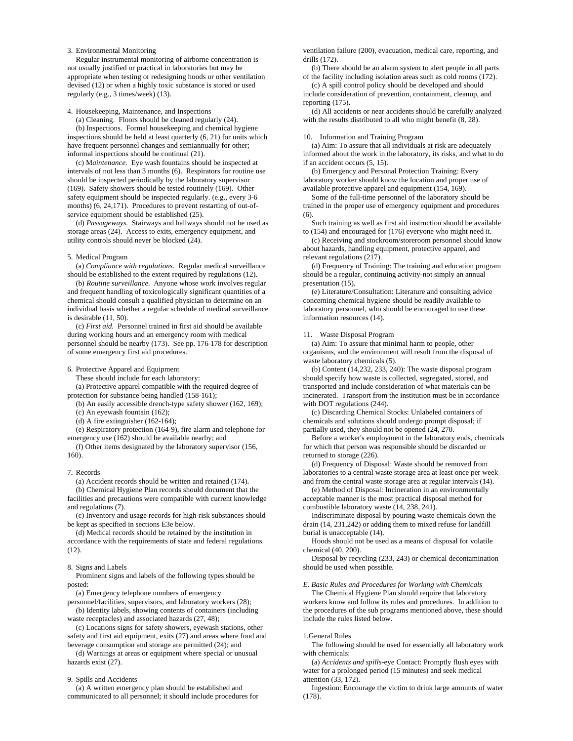3. Environmental Monitoring

Regular instrumental monitoring of airborne concentration is not usually justified or practical in laboratories but may be appropriate when testing or redesigning hoods or other ventilation devised (12) or when a highly toxic substance is stored or used regularly (e.g., 3 times/week) (13).

4. Housekeeping, Maintenance, and Inspections

(a) Cleaning. Floors should be cleaned regularly (24).

(b) Inspections. Formal housekeeping and chemical hygiene inspections should be held at least quarterly (6, 21) for units which have frequent personnel changes and semiannually for other; informal inspections should be continual (21).

(c) M*aintenance.* Eye wash fountains should be inspected at intervals of not less than 3 months (6). Respirators for routine use should be inspected periodically by the laboratory supervisor (169). Safety showers should be tested routinely (169). Other safety equipment should be inspected regularly. (e.g., every 3-6 months) (6, 24,171). Procedures to prevent restarting of out-of-service equipment should be established (25).

(d) *Passageways.* Stairways and hallways should not be used as storage areas (24). Access to exits, emergency equipment, and utility controls should never be blocked (24).

5. Medical Program

(a) *Compliance with regulations.* Regular medical surveillance should be established to the extent required by regulations (12).

(b) *Routine surveillance.* Anyone whose work involves regular and frequent handling of toxicologically significant quantities of a chemical should consult a qualified physician to determine on an individual basis whether a regular schedule of medical surveillance is desirable (11, 50).

(c) *First aid.* Personnel trained in first aid should be available during working hours and an emergency room with medical personnel should be nearby (173). See pp. 176-178 for description of some emergency first aid procedures.

6. Protective Apparel and Equipment

These should include for each laboratory:

(a) Protective apparel compatible with the required degree of protection for substance being handled (158-161);

(b) An easily accessible drench-type safety shower (162, 169);

(c) An eyewash fountain (162);

(d) A fire extinguisher (162-164);

(e) Respiratory protection (164-9), fire alarm and telephone for emergency use (162) should be available nearby; and

(f) Other items designated by the laboratory supervisor (156, 160).

7. Records

(a) Accident records should be written and retained (174).

(b) Chemical Hygiene Plan records should document that the facilities and precautions were compatible with current knowledge and regulations (7).

(c) Inventory and usage records for high-risk substances should be kept as specified in sections E3e below.

(d) Medical records should be retained by the institution in accordance with the requirements of state and federal regulations (12).

8. Signs and Labels

Prominent signs and labels of the following types should be posted:

(a) Emergency telephone numbers of emergency personnel/facilities, supervisors, and laboratory workers (28);

(b) Identity labels, showing contents of containers (including waste receptacles) and associated hazards (27, 48);

(c) Locations signs for safety showers, eyewash stations, other safety and first aid equipment, exits (27) and areas where food and beverage consumption and storage are permitted (24); and

(d) Warnings at areas or equipment where special or unusual hazards exist (27).

9. Spills and Accidents

(a) A written emergency plan should be established and communicated to all personnel; it should include procedures for ventilation failure (200), evacuation, medical care, reporting, and drills (172).

(b) There should be an alarm system to alert people in all parts of the facility including isolation areas such as cold rooms (172).

(c) A spill control policy should be developed and should include consideration of prevention, containment, cleanup, and reporting (175).

(d) All accidents or near accidents should be carefully analyzed with the results distributed to all who might benefit (8, 28).

10. Information and Training Program

(a) Aim: To assure that all individuals at risk are adequately informed about the work in the laboratory, its risks, and what to do if an accident occurs (5, 15).

(b) Emergency and Personal Protection Training: Every laboratory worker should know the location and proper use of available protective apparel and equipment (154, 169).

Some of the full-time personnel of the laboratory should be trained in the proper use of emergency equipment and procedures (6).

Such training as well as first aid instruction should be available to (154) and encouraged for (176) everyone who might need it.

(c) Receiving and stockroom/storeroom personnel should know about hazards, handling equipment, protective apparel, and relevant regulations (217).

(d) Frequency of Training: The training and education program should be a regular, continuing activity-not simply an annual presentation (15).

(e) Literature/Consultation: Literature and consulting advice concerning chemical hygiene should be readily available to laboratory personnel, who should be encouraged to use these information resources (14).

11. Waste Disposal Program

(a) Aim: To assure that minimal harm to people, other organisms, and the environment will result from the disposal of waste laboratory chemicals (5).

(b) Content (14,232, 233, 240): The waste disposal program should specify how waste is collected, segregated, stored, and transported and include consideration of what materials can be incinerated. Transport from the institution must be in accordance with DOT regulations (244).

(c) Discarding Chemical Stocks: Unlabeled containers of chemicals and solutions should undergo prompt disposal; if partially used, they should not be opened (24, 270.

Before a worker's employment in the laboratory ends, chemicals for which that person was responsible should be discarded or returned to storage (226).

(d) Frequency of Disposal: Waste should be removed from laboratories to a central waste storage area at least once per week and from the central waste storage area at regular intervals (14).

(e) Method of Disposal: Incineration in an environmentally acceptable manner is the most practical disposal method for combustible laboratory waste (14, 238, 241).

Indiscriminate disposal by pouring waste chemicals down the drain (14, 231,242) or adding them to mixed refuse for landfill burial is unacceptable (14).

Hoods should not be used as a means of disposal for volatile chemical (40, 200).

Disposal by recycling (233, 243) or chemical decontamination should be used when possible.

*E. Basic Rules and Procedures for Working with Chemicals*

The Chemical Hygiene Plan should require that laboratory workers know and follow its rules and procedures. In addition to the procedures of the sub programs mentioned above, these should include the rules listed below.

1.General Rules

The following should be used for essentially all laboratory work with chemicals:

(a) *Accidents and spills*-eye Contact: Promptly flush eyes with water for a prolonged period (15 minutes) and seek medical attention (33, 172).

Ingestion: Encourage the victim to drink large amounts of water (178).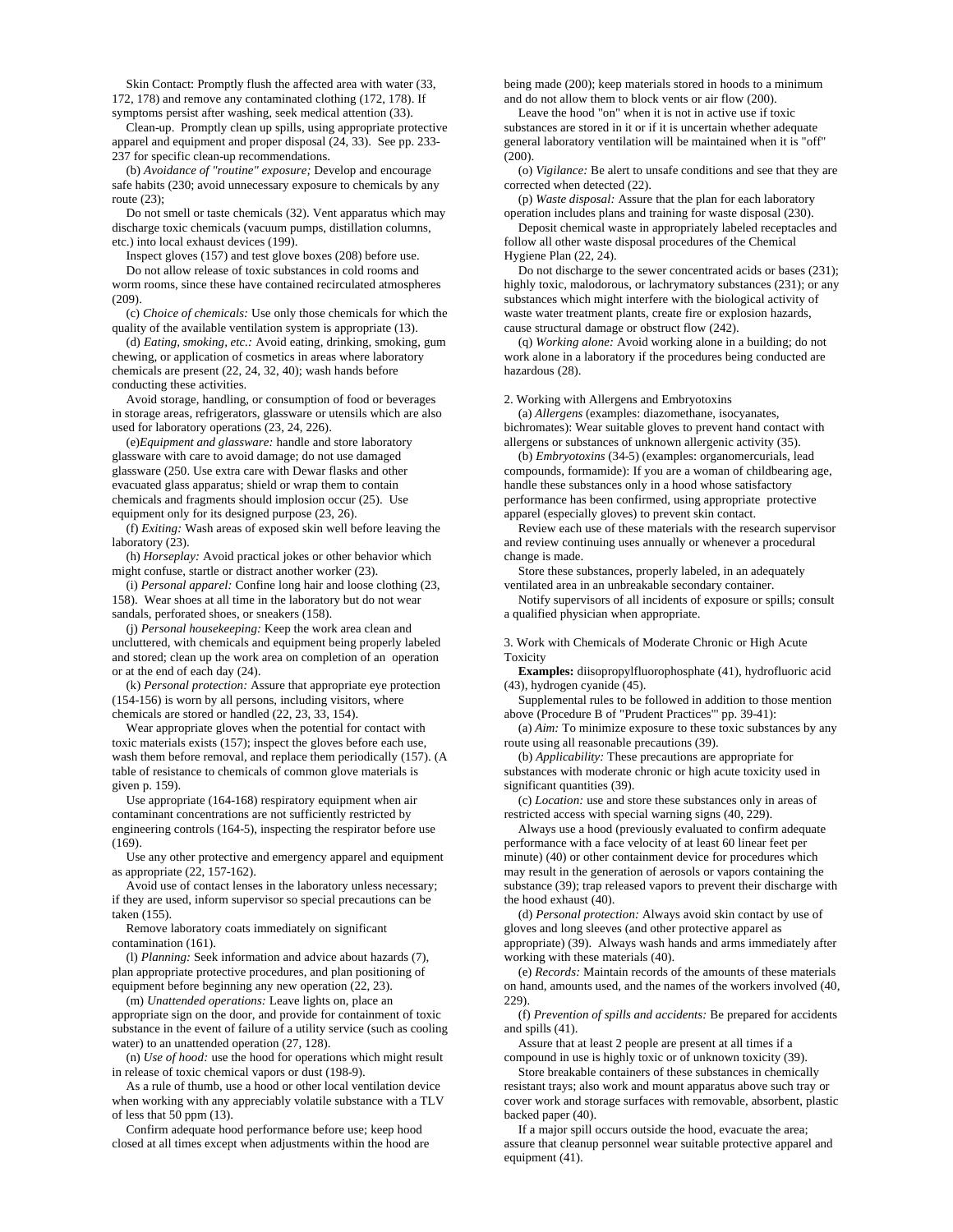Skin Contact: Promptly flush the affected area with water (33, 172, 178) and remove any contaminated clothing (172, 178). If symptoms persist after washing, seek medical attention (33).

Clean-up. Promptly clean up spills, using appropriate protective apparel and equipment and proper disposal (24, 33). See pp. 233-237 for specific clean-up recommendations.

(b) *Avoidance of "routine" exposure;* Develop and encourage safe habits (230; avoid unnecessary exposure to chemicals by any route (23);

Do not smell or taste chemicals (32). Vent apparatus which may discharge toxic chemicals (vacuum pumps, distillation columns, etc.) into local exhaust devices (199).

Inspect gloves (157) and test glove boxes (208) before use.

Do not allow release of toxic substances in cold rooms and worm rooms, since these have contained recirculated atmospheres (209).

(c) *Choice of chemicals:* Use only those chemicals for which the quality of the available ventilation system is appropriate (13).

(d) *Eating, smoking, etc.:* Avoid eating, drinking, smoking, gum chewing, or application of cosmetics in areas where laboratory chemicals are present (22, 24, 32, 40); wash hands before conducting these activities.

Avoid storage, handling, or consumption of food or beverages in storage areas, refrigerators, glassware or utensils which are also used for laboratory operations (23, 24, 226).

(e)*Equipment and glassware:* handle and store laboratory glassware with care to avoid damage; do not use damaged glassware (250. Use extra care with Dewar flasks and other evacuated glass apparatus; shield or wrap them to contain chemicals and fragments should implosion occur (25). Use equipment only for its designed purpose (23, 26).

(f) *Exiting:* Wash areas of exposed skin well before leaving the laboratory (23).

(h) *Horseplay:* Avoid practical jokes or other behavior which might confuse, startle or distract another worker (23).

(i) *Personal apparel:* Confine long hair and loose clothing (23, 158). Wear shoes at all time in the laboratory but do not wear sandals, perforated shoes, or sneakers (158).

(j) *Personal housekeeping:* Keep the work area clean and uncluttered, with chemicals and equipment being properly labeled and stored; clean up the work area on completion of an operation or at the end of each day (24).

(k) *Personal protection:* Assure that appropriate eye protection (154-156) is worn by all persons, including visitors, where chemicals are stored or handled (22, 23, 33, 154).

Wear appropriate gloves when the potential for contact with toxic materials exists (157); inspect the gloves before each use, wash them before removal, and replace them periodically (157). (A table of resistance to chemicals of common glove materials is given p. 159).

Use appropriate (164-168) respiratory equipment when air contaminant concentrations are not sufficiently restricted by engineering controls (164-5), inspecting the respirator before use (169).

Use any other protective and emergency apparel and equipment as appropriate (22, 157-162).

Avoid use of contact lenses in the laboratory unless necessary; if they are used, inform supervisor so special precautions can be taken (155).

Remove laboratory coats immediately on significant contamination (161).

(l) *Planning:* Seek information and advice about hazards (7), plan appropriate protective procedures, and plan positioning of equipment before beginning any new operation (22, 23).

(m) *Unattended operations:* Leave lights on, place an appropriate sign on the door, and provide for containment of toxic substance in the event of failure of a utility service (such as cooling water) to an unattended operation (27, 128).

(n) *Use of hood:* use the hood for operations which might result in release of toxic chemical vapors or dust (198-9).

As a rule of thumb, use a hood or other local ventilation device when working with any appreciably volatile substance with a TLV of less that 50 ppm (13).

Confirm adequate hood performance before use; keep hood closed at all times except when adjustments within the hood are being made (200); keep materials stored in hoods to a minimum and do not allow them to block vents or air flow (200).

Leave the hood "on" when it is not in active use if toxic substances are stored in it or if it is uncertain whether adequate general laboratory ventilation will be maintained when it is "off" (200).

(o) *Vigilance:* Be alert to unsafe conditions and see that they are corrected when detected (22).

(p) *Waste disposal:* Assure that the plan for each laboratory operation includes plans and training for waste disposal (230).

Deposit chemical waste in appropriately labeled receptacles and follow all other waste disposal procedures of the Chemical Hygiene Plan (22, 24).

Do not discharge to the sewer concentrated acids or bases (231); highly toxic, malodorous, or lachrymatory substances (231); or any substances which might interfere with the biological activity of waste water treatment plants, create fire or explosion hazards, cause structural damage or obstruct flow (242).

(q) *Working alone:* Avoid working alone in a building; do not work alone in a laboratory if the procedures being conducted are hazardous (28).

2. Working with Allergens and Embryotoxins

(a) *Allergens* (examples: diazomethane, isocyanates, bichromates): Wear suitable gloves to prevent hand contact with allergens or substances of unknown allergenic activity (35).

(b) *Embryotoxins* (34-5) (examples: organomercurials, lead compounds, formamide): If you are a woman of childbearing age, handle these substances only in a hood whose satisfactory performance has been confirmed, using appropriate protective apparel (especially gloves) to prevent skin contact.

Review each use of these materials with the research supervisor and review continuing uses annually or whenever a procedural change is made.

Store these substances, properly labeled, in an adequately ventilated area in an unbreakable secondary container.

Notify supervisors of all incidents of exposure or spills; consult a qualified physician when appropriate.

3. Work with Chemicals of Moderate Chronic or High Acute Toxicity

**Examples:** diisopropylfluorophosphate (41), hydrofluoric acid (43), hydrogen cyanide (45).

Supplemental rules to be followed in addition to those mention above (Procedure B of "Prudent Practices"' pp. 39-41):

(a) *Aim:* To minimize exposure to these toxic substances by any route using all reasonable precautions (39).

(b) *Applicability:* These precautions are appropriate for substances with moderate chronic or high acute toxicity used in significant quantities (39).

(c) *Location:* use and store these substances only in areas of restricted access with special warning signs (40, 229).

Always use a hood (previously evaluated to confirm adequate performance with a face velocity of at least 60 linear feet per minute) (40) or other containment device for procedures which may result in the generation of aerosols or vapors containing the substance (39); trap released vapors to prevent their discharge with the hood exhaust (40).

(d) *Personal protection:* Always avoid skin contact by use of gloves and long sleeves (and other protective apparel as appropriate) (39). Always wash hands and arms immediately after working with these materials (40).

(e) *Records:* Maintain records of the amounts of these materials on hand, amounts used, and the names of the workers involved (40, 229).

(f) *Prevention of spills and accidents:* Be prepared for accidents and spills (41).

Assure that at least 2 people are present at all times if a compound in use is highly toxic or of unknown toxicity (39).

Store breakable containers of these substances in chemically resistant trays; also work and mount apparatus above such tray or cover work and storage surfaces with removable, absorbent, plastic backed paper (40).

If a major spill occurs outside the hood, evacuate the area; assure that cleanup personnel wear suitable protective apparel and equipment (41).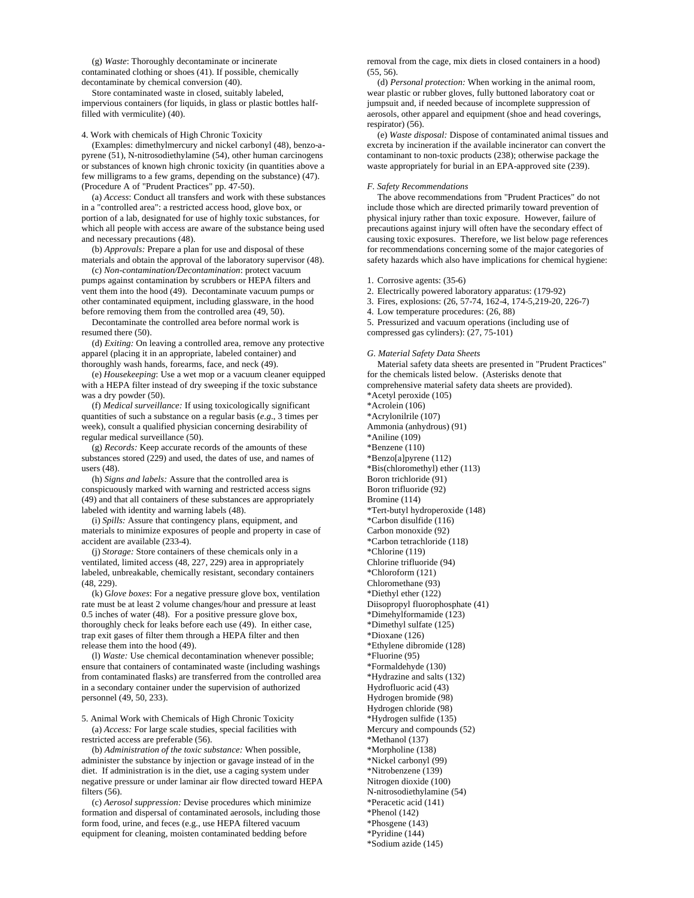(g) *Waste*: Thoroughly decontaminate or incinerate contaminated clothing or shoes (41). If possible, chemically decontaminate by chemical conversion (40).

Store contaminated waste in closed, suitably labeled, impervious containers (for liquids, in glass or plastic bottles half-filled with vermiculite) (40).

4. Work with chemicals of High Chronic Toxicity

(Examples: dimethylmercury and nickel carbonyl (48), benzo-a-pyrene (51), N-nitrosodiethylamine (54), other human carcinogens or substances of known high chronic toxicity (in quantities above a few milligrams to a few grams, depending on the substance) (47). (Procedure A of "Prudent Practices" pp. 47-50).

(a) *Access*: Conduct all transfers and work with these substances in a "controlled area": a restricted access hood, glove box, or portion of a lab, designated for use of highly toxic substances, for which all people with access are aware of the substance being used and necessary precautions (48).

(b) *Approvals:* Prepare a plan for use and disposal of these materials and obtain the approval of the laboratory supervisor (48).

(c) *Non-contamination/Decontamination*: protect vacuum pumps against contamination by scrubbers or HEPA filters and vent them into the hood (49). Decontaminate vacuum pumps or other contaminated equipment, including glassware, in the hood before removing them from the controlled area (49, 50).

Decontaminate the controlled area before normal work is resumed there (50).

(d) *Exiting:* On leaving a controlled area, remove any protective apparel (placing it in an appropriate, labeled container) and thoroughly wash hands, forearms, face, and neck (49).

(e) *Housekeeping*: Use a wet mop or a vacuum cleaner equipped with a HEPA filter instead of dry sweeping if the toxic substance was a dry powder (50).

(f) *Medical surveillance:* If using toxicologically significant quantities of such a substance on a regular basis (*e.g.*, 3 times per week), consult a qualified physician concerning desirability of regular medical surveillance (50).

(g) *Records:* Keep accurate records of the amounts of these substances stored (229) and used, the dates of use, and names of users (48).

(h) *Signs and labels:* Assure that the controlled area is conspicuously marked with warning and restricted access signs (49) and that all containers of these substances are appropriately labeled with identity and warning labels (48).

(i) *Spills:* Assure that contingency plans, equipment, and materials to minimize exposures of people and property in case of accident are available (233-4).

(j) *Storage:* Store containers of these chemicals only in a ventilated, limited access (48, 227, 229) area in appropriately labeled, unbreakable, chemically resistant, secondary containers (48, 229).

(k) G*love boxes*: For a negative pressure glove box, ventilation rate must be at least 2 volume changes/hour and pressure at least 0.5 inches of water (48). For a positive pressure glove box, thoroughly check for leaks before each use (49). In either case, trap exit gases of filter them through a HEPA filter and then release them into the hood (49).

(l) *Waste:* Use chemical decontamination whenever possible; ensure that containers of contaminated waste (including washings from contaminated flasks) are transferred from the controlled area in a secondary container under the supervision of authorized personnel (49, 50, 233).

5. Animal Work with Chemicals of High Chronic Toxicity

(a) *Access:* For large scale studies, special facilities with restricted access are preferable (56).

(b) *Administration of the toxic substance:* When possible, administer the substance by injection or gavage instead of in the diet. If administration is in the diet, use a caging system under negative pressure or under laminar air flow directed toward HEPA filters (56).

(c) *Aerosol suppression:* Devise procedures which minimize formation and dispersal of contaminated aerosols, including those form food, urine, and feces (e.g., use HEPA filtered vacuum equipment for cleaning, moisten contaminated bedding before removal from the cage, mix diets in closed containers in a hood) (55, 56).

(d) *Personal protection:* When working in the animal room, wear plastic or rubber gloves, fully buttoned laboratory coat or jumpsuit and, if needed because of incomplete suppression of aerosols, other apparel and equipment (shoe and head coverings, respirator) (56).

(e) *Waste disposal:* Dispose of contaminated animal tissues and excreta by incineration if the available incinerator can convert the contaminant to non-toxic products (238); otherwise package the waste appropriately for burial in an EPA-approved site (239).

*F. Safety Recommendations*

The above recommendations from "Prudent Practices" do not include those which are directed primarily toward prevention of physical injury rather than toxic exposure. However, failure of precautions against injury will often have the secondary effect of causing toxic exposures. Therefore, we list below page references for recommendations concerning some of the major categories of safety hazards which also have implications for chemical hygiene:

1. Corrosive agents: (35-6)
2. Electrically powered laboratory apparatus: (179-92)
3. Fires, explosions: (26, 57-74, 162-4, 174-5,219-20, 226-7)
4. Low temperature procedures: (26, 88)
5. Pressurized and vacuum operations (including use of compressed gas cylinders): (27, 75-101)

*G. Material Safety Data Sheets*

Material safety data sheets are presented in "Prudent Practices" for the chemicals listed below. (Asterisks denote that comprehensive material safety data sheets are provided).

*Acetyl peroxide (105)
*Acrolein (106)
*Acrylonilrile (107)
Ammonia (anhydrous) (91)
*Aniline (109)
*Benzene (110)
*Benzo[a]pyrene (112)
*Bis(chloromethyl) ether (113)
Boron trichloride (91)
Boron trifluoride (92)
Bromine (114)
*Tert-butyl hydroperoxide (148)
*Carbon disulfide (116)
Carbon monoxide (92)
*Carbon tetrachloride (118)
*Chlorine (119)
Chlorine trifluoride (94)
*Chloroform (121)
Chloromethane (93)
*Diethyl ether (122)
Diisopropyl fluorophosphate (41)
*Dimehylformamide (123)
*Dimethyl sulfate (125)
*Dioxane (126)
*Ethylene dibromide (128)
*Fluorine (95)
*Formaldehyde (130)
*Hydrazine and salts (132)
Hydrofluoric acid (43)
Hydrogen bromide (98)
Hydrogen chloride (98)
*Hydrogen sulfide (135)
Mercury and compounds (52)
*Methanol (137)
*Morpholine (138)
*Nickel carbonyl (99)
*Nitrobenzene (139)
Nitrogen dioxide (100)
N-nitrosodiethylamine (54)
*Peracetic acid (141)
*Phenol (142)
*Phosgene (143)
*Pyridine (144)
*Sodium azide (145)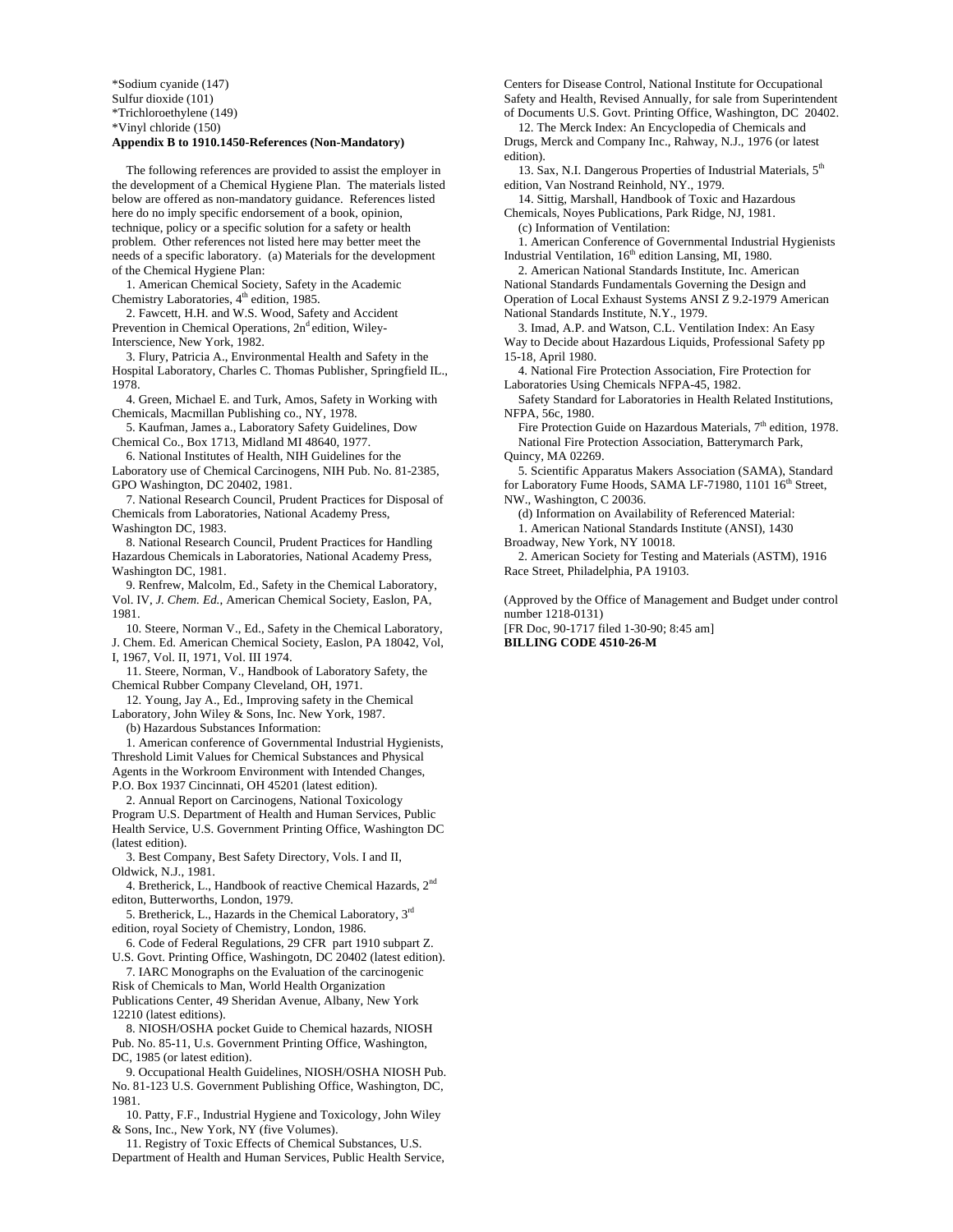*Sodium cyanide (147)
Sulfur dioxide (101)
*Trichloroethylene (149)
*Vinyl chloride (150)

**Appendix B to 1910.1450-References (Non-Mandatory)**

The following references are provided to assist the employer in the development of a Chemical Hygiene Plan. The materials listed below are offered as non-mandatory guidance. References listed here do no imply specific endorsement of a book, opinion, technique, policy or a specific solution for a safety or health problem. Other references not listed here may better meet the needs of a specific laboratory. (a) Materials for the development of the Chemical Hygiene Plan:

1. American Chemical Society, Safety in the Academic Chemistry Laboratories, 4th edition, 1985.
2. Fawcett, H.H. and W.S. Wood, Safety and Accident Prevention in Chemical Operations, 2nd edition, Wiley-Interscience, New York, 1982.
3. Flury, Patricia A., Environmental Health and Safety in the Hospital Laboratory, Charles C. Thomas Publisher, Springfield IL., 1978.
4. Green, Michael E. and Turk, Amos, Safety in Working with Chemicals, Macmillan Publishing co., NY, 1978.
5. Kaufman, James a., Laboratory Safety Guidelines, Dow Chemical Co., Box 1713, Midland MI 48640, 1977.
6. National Institutes of Health, NIH Guidelines for the Laboratory use of Chemical Carcinogens, NIH Pub. No. 81-2385, GPO Washington, DC 20402, 1981.
7. National Research Council, Prudent Practices for Disposal of Chemicals from Laboratories, National Academy Press, Washington DC, 1983.
8. National Research Council, Prudent Practices for Handling Hazardous Chemicals in Laboratories, National Academy Press, Washington DC, 1981.
9. Renfrew, Malcolm, Ed., Safety in the Chemical Laboratory, Vol. IV, *J. Chem. Ed.*, American Chemical Society, Easlon, PA, 1981.
10. Steere, Norman V., Ed., Safety in the Chemical Laboratory, J. Chem. Ed. American Chemical Society, Easlon, PA 18042, Vol, I, 1967, Vol. II, 1971, Vol. III 1974.
11. Steere, Norman, V., Handbook of Laboratory Safety, the Chemical Rubber Company Cleveland, OH, 1971.
12. Young, Jay A., Ed., Improving safety in the Chemical Laboratory, John Wiley & Sons, Inc. New York, 1987.

(b) Hazardous Substances Information:

1. American conference of Governmental Industrial Hygienists, Threshold Limit Values for Chemical Substances and Physical Agents in the Workroom Environment with Intended Changes, P.O. Box 1937 Cincinnati, OH 45201 (latest edition).
2. Annual Report on Carcinogens, National Toxicology Program U.S. Department of Health and Human Services, Public Health Service, U.S. Government Printing Office, Washington DC (latest edition).
3. Best Company, Best Safety Directory, Vols. I and II, Oldwick, N.J., 1981.
4. Bretherick, L., Handbook of reactive Chemical Hazards, 2nd editon, Butterworths, London, 1979.
5. Bretherick, L., Hazards in the Chemical Laboratory, 3rd edition, royal Society of Chemistry, London, 1986.
6. Code of Federal Regulations, 29 CFR part 1910 subpart Z. U.S. Govt. Printing Office, Washingotn, DC 20402 (latest edition).
7. IARC Monographs on the Evaluation of the carcinogenic Risk of Chemicals to Man, World Health Organization Publications Center, 49 Sheridan Avenue, Albany, New York 12210 (latest editions).
8. NIOSH/OSHA pocket Guide to Chemical hazards, NIOSH Pub. No. 85-11, U.s. Government Printing Office, Washington, DC, 1985 (or latest edition).
9. Occupational Health Guidelines, NIOSH/OSHA NIOSH Pub. No. 81-123 U.S. Government Publishing Office, Washington, DC, 1981.
10. Patty, F.F., Industrial Hygiene and Toxicology, John Wiley & Sons, Inc., New York, NY (five Volumes).
11. Registry of Toxic Effects of Chemical Substances, U.S. Department of Health and Human Services, Public Health Service, Centers for Disease Control, National Institute for Occupational Safety and Health, Revised Annually, for sale from Superintendent of Documents U.S. Govt. Printing Office, Washington, DC 20402.
12. The Merck Index: An Encyclopedia of Chemicals and Drugs, Merck and Company Inc., Rahway, N.J., 1976 (or latest edition).
13. Sax, N.I. Dangerous Properties of Industrial Materials, 5th edition, Van Nostrand Reinhold, NY., 1979.
14. Sittig, Marshall, Handbook of Toxic and Hazardous Chemicals, Noyes Publications, Park Ridge, NJ, 1981.

(c) Information of Ventilation:

1. American Conference of Governmental Industrial Hygienists Industrial Ventilation, 16th edition Lansing, MI, 1980.
2. American National Standards Institute, Inc. American National Standards Fundamentals Governing the Design and Operation of Local Exhaust Systems ANSI Z 9.2-1979 American National Standards Institute, N.Y., 1979.
3. Imad, A.P. and Watson, C.L. Ventilation Index: An Easy Way to Decide about Hazardous Liquids, Professional Safety pp 15-18, April 1980.
4. National Fire Protection Association, Fire Protection for Laboratories Using Chemicals NFPA-45, 1982.
   Safety Standard for Laboratories in Health Related Institutions, NFPA, 56c, 1980.
   Fire Protection Guide on Hazardous Materials, 7th edition, 1978.
   National Fire Protection Association, Batterymarch Park, Quincy, MA 02269.
5. Scientific Apparatus Makers Association (SAMA), Standard for Laboratory Fume Hoods, SAMA LF-71980, 1101 16th Street, NW., Washington, C 20036.

(d) Information on Availability of Referenced Material:

1. American National Standards Institute (ANSI), 1430 Broadway, New York, NY 10018.
2. American Society for Testing and Materials (ASTM), 1916 Race Street, Philadelphia, PA 19103.

(Approved by the Office of Management and Budget under control number 1218-0131)
[FR Doc, 90-1717 filed 1-30-90; 8:45 am]
**BILLING CODE 4510-26-M**